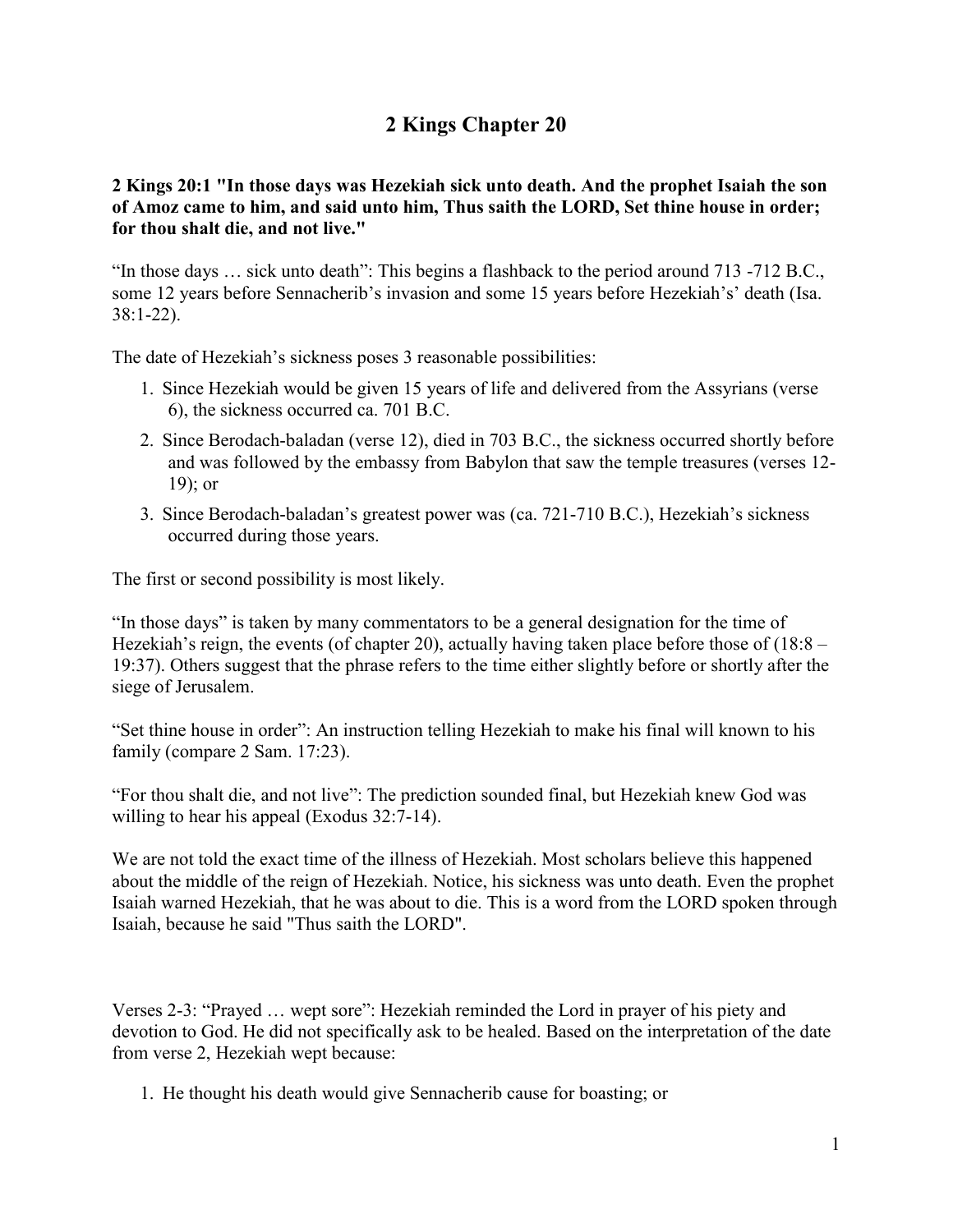# 2 Kings Chapter 20

**2 Kings 20:1 "In those days was Hezekiah sick unto death. And the prophet Isaiah the son of Amoz came to him, and said unto him, Thus saith the LORD, Set thine house in order; for thou shalt die, and not live."**

"In those days … sick unto death": This begins a flashback to the period around 713 -712 B.C., some 12 years before Sennacherib's invasion and some 15 years before Hezekiah's' death (Isa. 38:1-22).

The date of Hezekiah's sickness poses 3 reasonable possibilities:

1. Since Hezekiah would be given 15 years of life and delivered from the Assyrians (verse 6), the sickness occurred ca. 701 B.C.
2. Since Berodach-baladan (verse 12), died in 703 B.C., the sickness occurred shortly before and was followed by the embassy from Babylon that saw the temple treasures (verses 12-19); or
3. Since Berodach-baladan's greatest power was (ca. 721-710 B.C.), Hezekiah's sickness occurred during those years.

The first or second possibility is most likely.

"In those days" is taken by many commentators to be a general designation for the time of Hezekiah's reign, the events (of chapter 20), actually having taken place before those of (18:8 – 19:37). Others suggest that the phrase refers to the time either slightly before or shortly after the siege of Jerusalem.

"Set thine house in order": An instruction telling Hezekiah to make his final will known to his family (compare 2 Sam. 17:23).

"For thou shalt die, and not live": The prediction sounded final, but Hezekiah knew God was willing to hear his appeal (Exodus 32:7-14).

We are not told the exact time of the illness of Hezekiah. Most scholars believe this happened about the middle of the reign of Hezekiah. Notice, his sickness was unto death. Even the prophet Isaiah warned Hezekiah, that he was about to die. This is a word from the LORD spoken through Isaiah, because he said "Thus saith the LORD".

Verses 2-3: "Prayed … wept sore": Hezekiah reminded the Lord in prayer of his piety and devotion to God. He did not specifically ask to be healed. Based on the interpretation of the date from verse 2, Hezekiah wept because:

1. He thought his death would give Sennacherib cause for boasting; or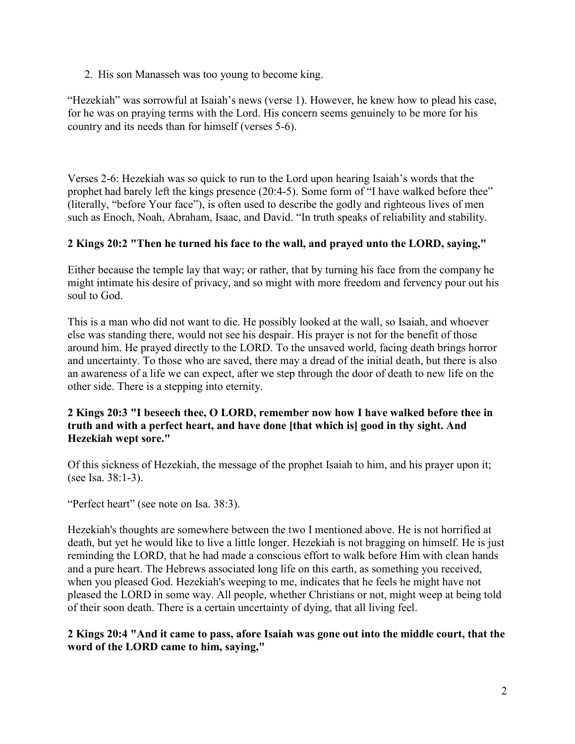2. His son Manasseh was too young to become king.

“Hezekiah” was sorrowful at Isaiah’s news (verse 1). However, he knew how to plead his case, for he was on praying terms with the Lord. His concern seems genuinely to be more for his country and its needs than for himself (verses 5-6).

Verses 2-6: Hezekiah was so quick to run to the Lord upon hearing Isaiah’s words that the prophet had barely left the kings presence (20:4-5). Some form of “I have walked before thee” (literally, “before Your face”), is often used to describe the godly and righteous lives of men such as Enoch, Noah, Abraham, Isaac, and David. “In truth speaks of reliability and stability.

**2 Kings 20:2 "Then he turned his face to the wall, and prayed unto the LORD, saying,"**

Either because the temple lay that way; or rather, that by turning his face from the company he might intimate his desire of privacy, and so might with more freedom and fervency pour out his soul to God.

This is a man who did not want to die. He possibly looked at the wall, so Isaiah, and whoever else was standing there, would not see his despair. His prayer is not for the benefit of those around him. He prayed directly to the LORD. To the unsaved world, facing death brings horror and uncertainty. To those who are saved, there may a dread of the initial death, but there is also an awareness of a life we can expect, after we step through the door of death to new life on the other side. There is a stepping into eternity.

**2 Kings 20:3 "I beseech thee, O LORD, remember now how I have walked before thee in truth and with a perfect heart, and have done [that which is] good in thy sight. And Hezekiah wept sore."**

Of this sickness of Hezekiah, the message of the prophet Isaiah to him, and his prayer upon it; (see Isa. 38:1-3).

“Perfect heart” (see note on Isa. 38:3).

Hezekiah's thoughts are somewhere between the two I mentioned above. He is not horrified at death, but yet he would like to live a little longer. Hezekiah is not bragging on himself. He is just reminding the LORD, that he had made a conscious effort to walk before Him with clean hands and a pure heart. The Hebrews associated long life on this earth, as something you received, when you pleased God. Hezekiah's weeping to me, indicates that he feels he might have not pleased the LORD in some way. All people, whether Christians or not, might weep at being told of their soon death. There is a certain uncertainty of dying, that all living feel.

**2 Kings 20:4 "And it came to pass, afore Isaiah was gone out into the middle court, that the word of the LORD came to him, saying,"**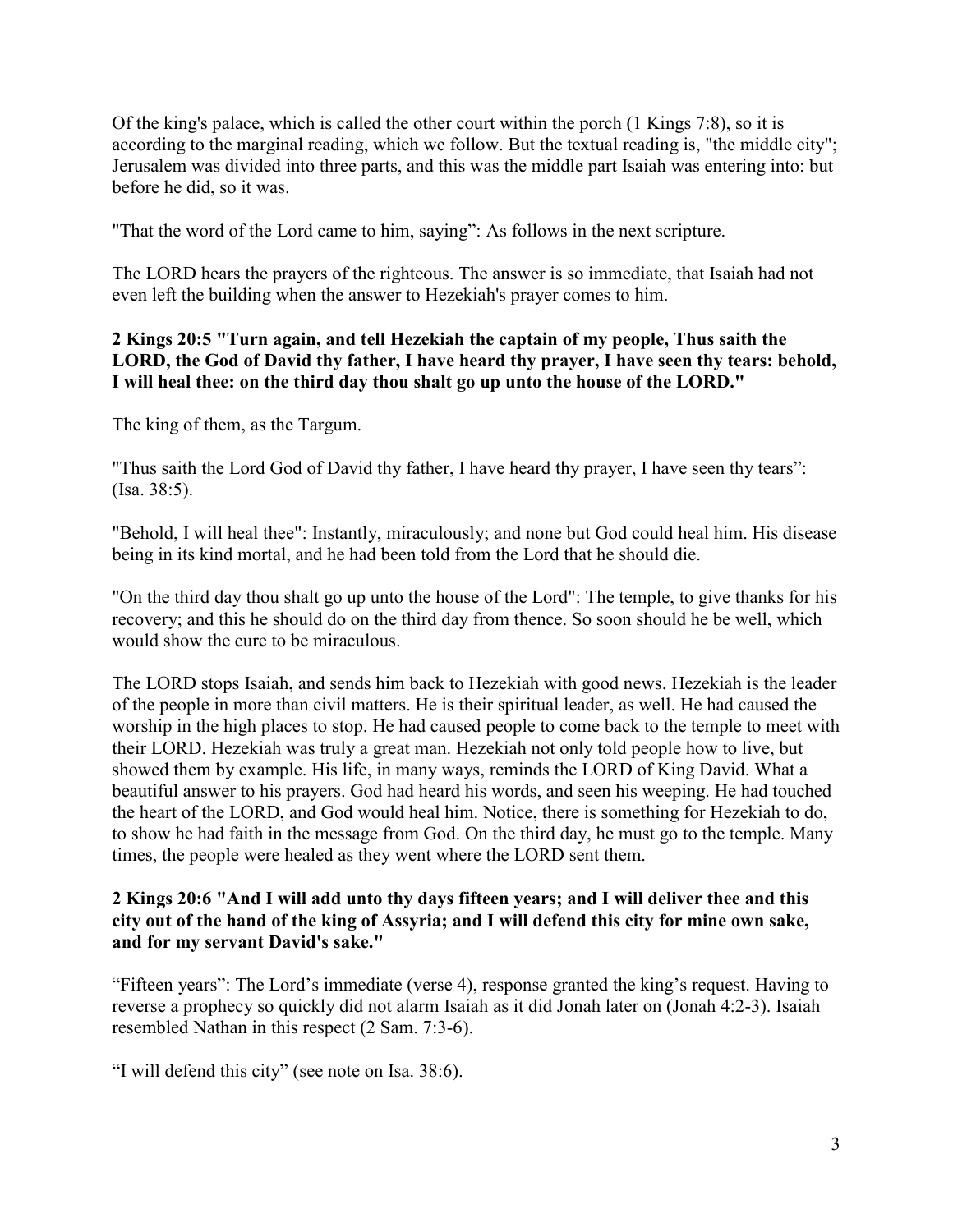Of the king's palace, which is called the other court within the porch (1 Kings 7:8), so it is according to the marginal reading, which we follow. But the textual reading is, "the middle city"; Jerusalem was divided into three parts, and this was the middle part Isaiah was entering into: but before he did, so it was.

"That the word of the Lord came to him, saying": As follows in the next scripture.

The LORD hears the prayers of the righteous. The answer is so immediate, that Isaiah had not even left the building when the answer to Hezekiah's prayer comes to him.

**2 Kings 20:5 "Turn again, and tell Hezekiah the captain of my people, Thus saith the LORD, the God of David thy father, I have heard thy prayer, I have seen thy tears: behold, I will heal thee: on the third day thou shalt go up unto the house of the LORD."**

The king of them, as the Targum.

"Thus saith the Lord God of David thy father, I have heard thy prayer, I have seen thy tears": (Isa. 38:5).

"Behold, I will heal thee": Instantly, miraculously; and none but God could heal him. His disease being in its kind mortal, and he had been told from the Lord that he should die.

"On the third day thou shalt go up unto the house of the Lord": The temple, to give thanks for his recovery; and this he should do on the third day from thence. So soon should he be well, which would show the cure to be miraculous.

The LORD stops Isaiah, and sends him back to Hezekiah with good news. Hezekiah is the leader of the people in more than civil matters. He is their spiritual leader, as well. He had caused the worship in the high places to stop. He had caused people to come back to the temple to meet with their LORD. Hezekiah was truly a great man. Hezekiah not only told people how to live, but showed them by example. His life, in many ways, reminds the LORD of King David. What a beautiful answer to his prayers. God had heard his words, and seen his weeping. He had touched the heart of the LORD, and God would heal him. Notice, there is something for Hezekiah to do, to show he had faith in the message from God. On the third day, he must go to the temple. Many times, the people were healed as they went where the LORD sent them.

**2 Kings 20:6 "And I will add unto thy days fifteen years; and I will deliver thee and this city out of the hand of the king of Assyria; and I will defend this city for mine own sake, and for my servant David's sake."**

"Fifteen years": The Lord's immediate (verse 4), response granted the king's request. Having to reverse a prophecy so quickly did not alarm Isaiah as it did Jonah later on (Jonah 4:2-3). Isaiah resembled Nathan in this respect (2 Sam. 7:3-6).

"I will defend this city" (see note on Isa. 38:6).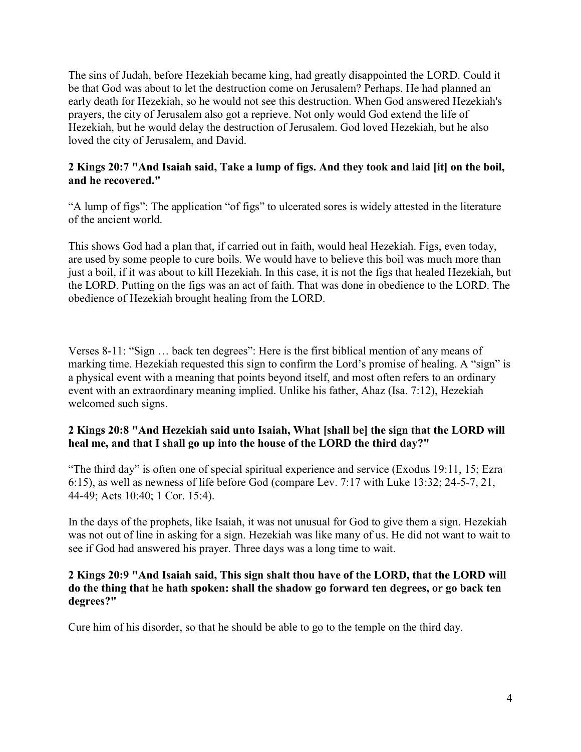The sins of Judah, before Hezekiah became king, had greatly disappointed the LORD. Could it be that God was about to let the destruction come on Jerusalem? Perhaps, He had planned an early death for Hezekiah, so he would not see this destruction. When God answered Hezekiah's prayers, the city of Jerusalem also got a reprieve. Not only would God extend the life of Hezekiah, but he would delay the destruction of Jerusalem. God loved Hezekiah, but he also loved the city of Jerusalem, and David.

**2 Kings 20:7 "And Isaiah said, Take a lump of figs. And they took and laid [it] on the boil, and he recovered."**

"A lump of figs": The application "of figs" to ulcerated sores is widely attested in the literature of the ancient world.

This shows God had a plan that, if carried out in faith, would heal Hezekiah. Figs, even today, are used by some people to cure boils. We would have to believe this boil was much more than just a boil, if it was about to kill Hezekiah. In this case, it is not the figs that healed Hezekiah, but the LORD. Putting on the figs was an act of faith. That was done in obedience to the LORD. The obedience of Hezekiah brought healing from the LORD.

Verses 8-11: "Sign … back ten degrees": Here is the first biblical mention of any means of marking time. Hezekiah requested this sign to confirm the Lord's promise of healing. A "sign" is a physical event with a meaning that points beyond itself, and most often refers to an ordinary event with an extraordinary meaning implied. Unlike his father, Ahaz (Isa. 7:12), Hezekiah welcomed such signs.

**2 Kings 20:8 "And Hezekiah said unto Isaiah, What [shall be] the sign that the LORD will heal me, and that I shall go up into the house of the LORD the third day?"**

"The third day" is often one of special spiritual experience and service (Exodus 19:11, 15; Ezra 6:15), as well as newness of life before God (compare Lev. 7:17 with Luke 13:32; 24-5-7, 21, 44-49; Acts 10:40; 1 Cor. 15:4).

In the days of the prophets, like Isaiah, it was not unusual for God to give them a sign. Hezekiah was not out of line in asking for a sign. Hezekiah was like many of us. He did not want to wait to see if God had answered his prayer. Three days was a long time to wait.

**2 Kings 20:9 "And Isaiah said, This sign shalt thou have of the LORD, that the LORD will do the thing that he hath spoken: shall the shadow go forward ten degrees, or go back ten degrees?"**

Cure him of his disorder, so that he should be able to go to the temple on the third day.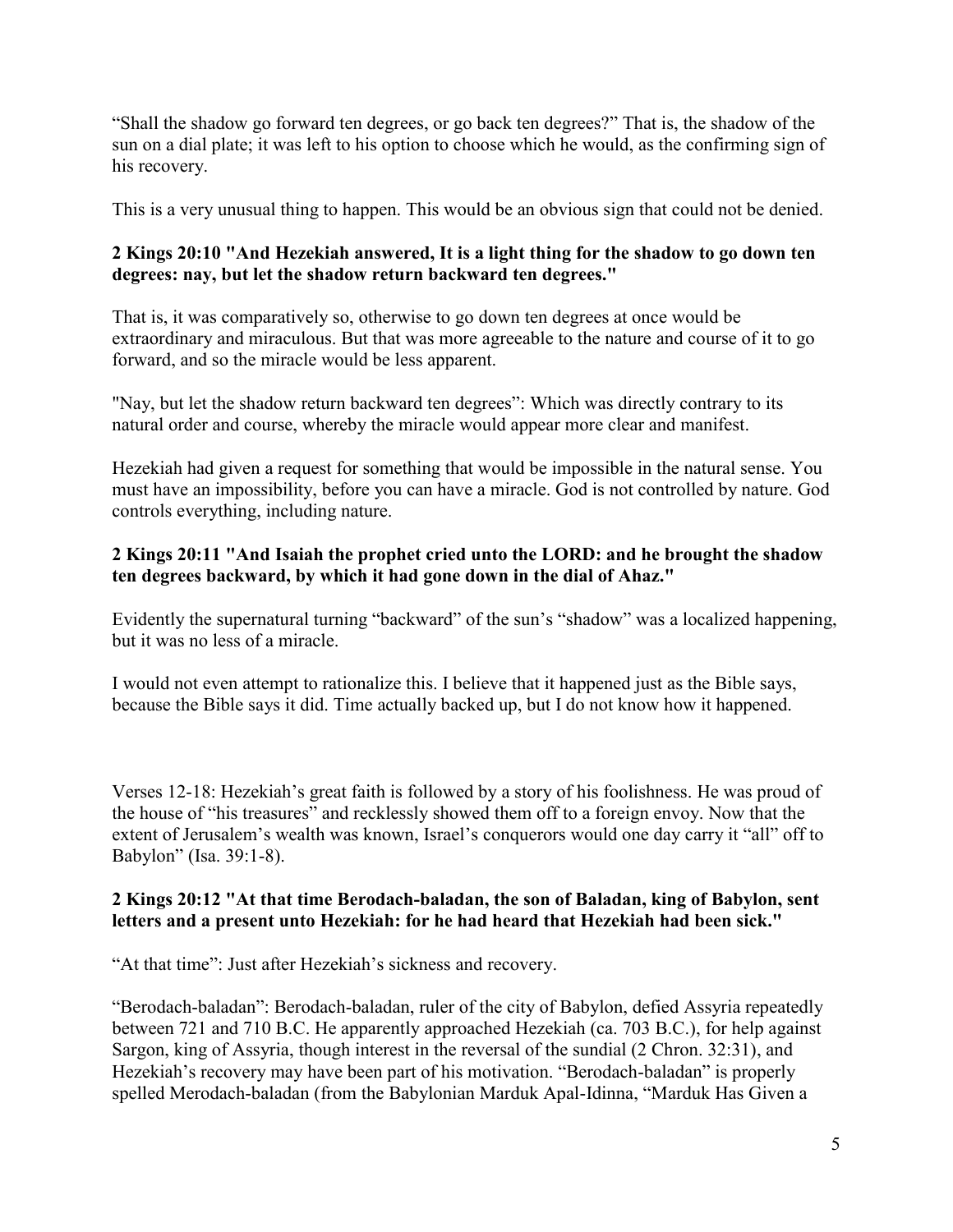"Shall the shadow go forward ten degrees, or go back ten degrees?" That is, the shadow of the sun on a dial plate; it was left to his option to choose which he would, as the confirming sign of his recovery.

This is a very unusual thing to happen. This would be an obvious sign that could not be denied.

**2 Kings 20:10 "And Hezekiah answered, It is a light thing for the shadow to go down ten degrees: nay, but let the shadow return backward ten degrees."**

That is, it was comparatively so, otherwise to go down ten degrees at once would be extraordinary and miraculous. But that was more agreeable to the nature and course of it to go forward, and so the miracle would be less apparent.

"Nay, but let the shadow return backward ten degrees": Which was directly contrary to its natural order and course, whereby the miracle would appear more clear and manifest.

Hezekiah had given a request for something that would be impossible in the natural sense. You must have an impossibility, before you can have a miracle. God is not controlled by nature. God controls everything, including nature.

**2 Kings 20:11 "And Isaiah the prophet cried unto the LORD: and he brought the shadow ten degrees backward, by which it had gone down in the dial of Ahaz."**

Evidently the supernatural turning "backward" of the sun's "shadow" was a localized happening, but it was no less of a miracle.

I would not even attempt to rationalize this. I believe that it happened just as the Bible says, because the Bible says it did. Time actually backed up, but I do not know how it happened.

Verses 12-18: Hezekiah's great faith is followed by a story of his foolishness. He was proud of the house of "his treasures" and recklessly showed them off to a foreign envoy. Now that the extent of Jerusalem's wealth was known, Israel's conquerors would one day carry it "all" off to Babylon" (Isa. 39:1-8).

**2 Kings 20:12 "At that time Berodach-baladan, the son of Baladan, king of Babylon, sent letters and a present unto Hezekiah: for he had heard that Hezekiah had been sick."**

"At that time": Just after Hezekiah's sickness and recovery.

"Berodach-baladan": Berodach-baladan, ruler of the city of Babylon, defied Assyria repeatedly between 721 and 710 B.C. He apparently approached Hezekiah (ca. 703 B.C.), for help against Sargon, king of Assyria, though interest in the reversal of the sundial (2 Chron. 32:31), and Hezekiah's recovery may have been part of his motivation. "Berodach-baladan" is properly spelled Merodach-baladan (from the Babylonian Marduk Apal-Idinna, "Marduk Has Given a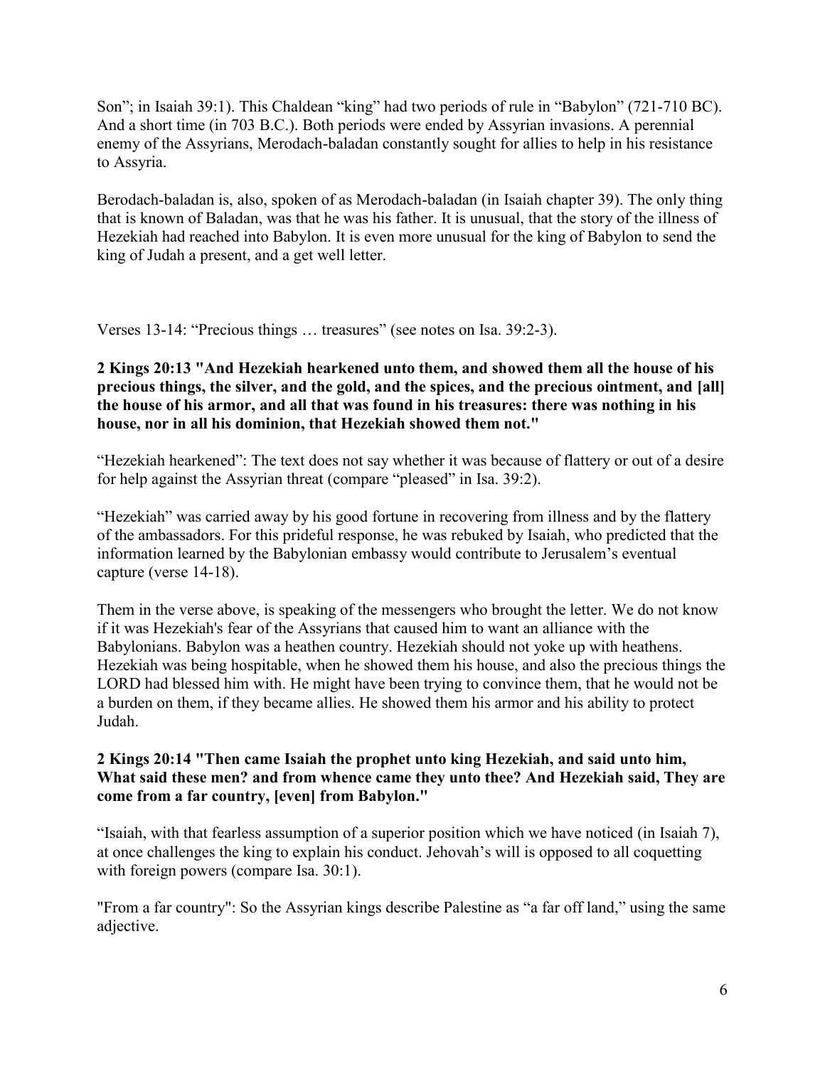Son"; in Isaiah 39:1). This Chaldean "king" had two periods of rule in "Babylon" (721-710 BC). And a short time (in 703 B.C.). Both periods were ended by Assyrian invasions. A perennial enemy of the Assyrians, Merodach-baladan constantly sought for allies to help in his resistance to Assyria.

Berodach-baladan is, also, spoken of as Merodach-baladan (in Isaiah chapter 39). The only thing that is known of Baladan, was that he was his father. It is unusual, that the story of the illness of Hezekiah had reached into Babylon. It is even more unusual for the king of Babylon to send the king of Judah a present, and a get well letter.

Verses 13-14: "Precious things … treasures" (see notes on Isa. 39:2-3).

**2 Kings 20:13 "And Hezekiah hearkened unto them, and showed them all the house of his precious things, the silver, and the gold, and the spices, and the precious ointment, and [all] the house of his armor, and all that was found in his treasures: there was nothing in his house, nor in all his dominion, that Hezekiah showed them not."**

"Hezekiah hearkened": The text does not say whether it was because of flattery or out of a desire for help against the Assyrian threat (compare "pleased" in Isa. 39:2).

"Hezekiah" was carried away by his good fortune in recovering from illness and by the flattery of the ambassadors. For this prideful response, he was rebuked by Isaiah, who predicted that the information learned by the Babylonian embassy would contribute to Jerusalem's eventual capture (verse 14-18).

Them in the verse above, is speaking of the messengers who brought the letter. We do not know if it was Hezekiah's fear of the Assyrians that caused him to want an alliance with the Babylonians. Babylon was a heathen country. Hezekiah should not yoke up with heathens. Hezekiah was being hospitable, when he showed them his house, and also the precious things the LORD had blessed him with. He might have been trying to convince them, that he would not be a burden on them, if they became allies. He showed them his armor and his ability to protect Judah.

**2 Kings 20:14 "Then came Isaiah the prophet unto king Hezekiah, and said unto him, What said these men? and from whence came they unto thee? And Hezekiah said, They are come from a far country, [even] from Babylon."**

"Isaiah, with that fearless assumption of a superior position which we have noticed (in Isaiah 7), at once challenges the king to explain his conduct. Jehovah's will is opposed to all coquetting with foreign powers (compare Isa. 30:1).

"From a far country": So the Assyrian kings describe Palestine as "a far off land," using the same adjective.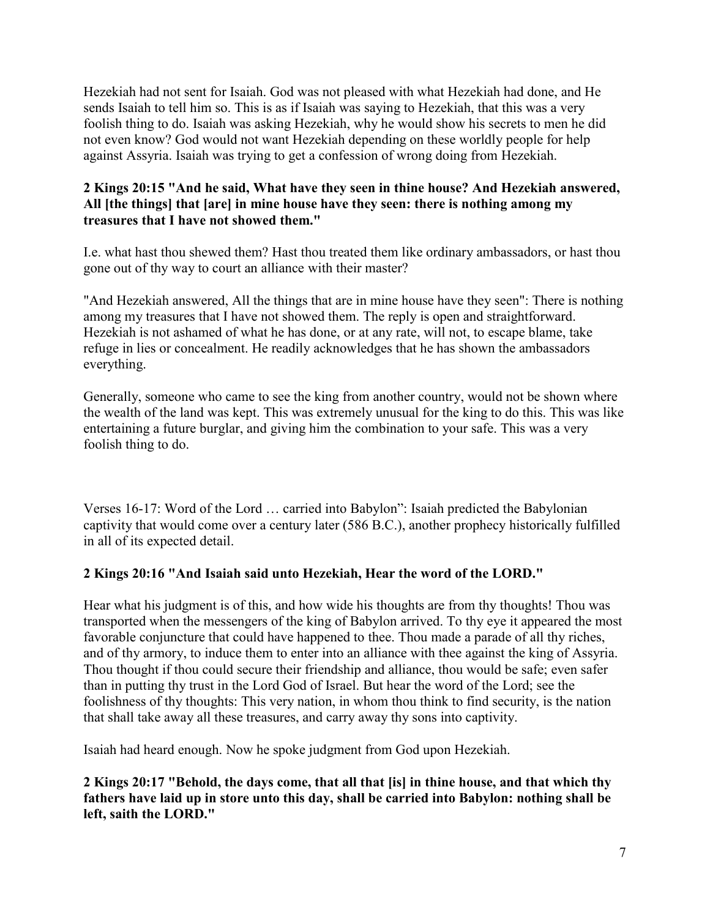Hezekiah had not sent for Isaiah. God was not pleased with what Hezekiah had done, and He sends Isaiah to tell him so. This is as if Isaiah was saying to Hezekiah, that this was a very foolish thing to do. Isaiah was asking Hezekiah, why he would show his secrets to men he did not even know? God would not want Hezekiah depending on these worldly people for help against Assyria. Isaiah was trying to get a confession of wrong doing from Hezekiah.

**2 Kings 20:15 "And he said, What have they seen in thine house? And Hezekiah answered, All [the things] that [are] in mine house have they seen: there is nothing among my treasures that I have not showed them."**

I.e. what hast thou shewed them? Hast thou treated them like ordinary ambassadors, or hast thou gone out of thy way to court an alliance with their master?

"And Hezekiah answered, All the things that are in mine house have they seen": There is nothing among my treasures that I have not showed them. The reply is open and straightforward. Hezekiah is not ashamed of what he has done, or at any rate, will not, to escape blame, take refuge in lies or concealment. He readily acknowledges that he has shown the ambassadors everything.

Generally, someone who came to see the king from another country, would not be shown where the wealth of the land was kept. This was extremely unusual for the king to do this. This was like entertaining a future burglar, and giving him the combination to your safe. This was a very foolish thing to do.

Verses 16-17: Word of the Lord … carried into Babylon": Isaiah predicted the Babylonian captivity that would come over a century later (586 B.C.), another prophecy historically fulfilled in all of its expected detail.

**2 Kings 20:16 "And Isaiah said unto Hezekiah, Hear the word of the LORD."**

Hear what his judgment is of this, and how wide his thoughts are from thy thoughts! Thou was transported when the messengers of the king of Babylon arrived. To thy eye it appeared the most favorable conjuncture that could have happened to thee. Thou made a parade of all thy riches, and of thy armory, to induce them to enter into an alliance with thee against the king of Assyria. Thou thought if thou could secure their friendship and alliance, thou would be safe; even safer than in putting thy trust in the Lord God of Israel. But hear the word of the Lord; see the foolishness of thy thoughts: This very nation, in whom thou think to find security, is the nation that shall take away all these treasures, and carry away thy sons into captivity.

Isaiah had heard enough. Now he spoke judgment from God upon Hezekiah.

**2 Kings 20:17 "Behold, the days come, that all that [is] in thine house, and that which thy fathers have laid up in store unto this day, shall be carried into Babylon: nothing shall be left, saith the LORD."**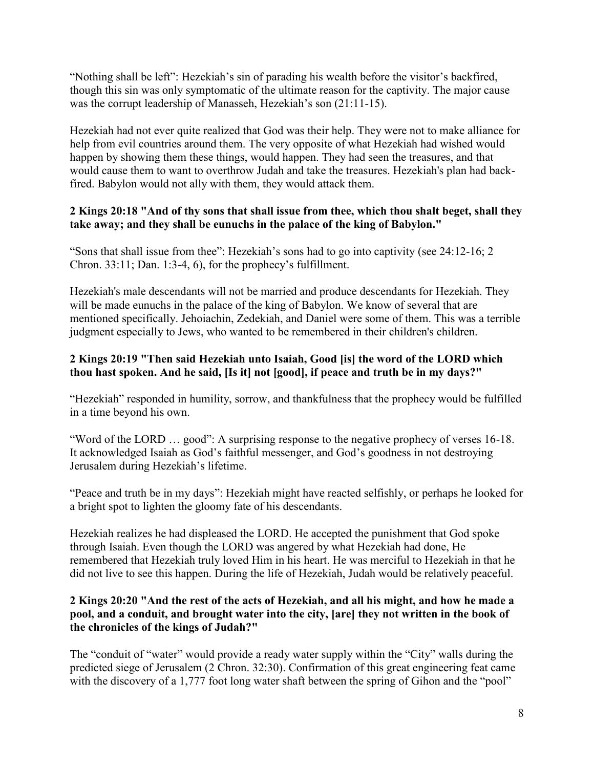"Nothing shall be left": Hezekiah's sin of parading his wealth before the visitor's backfired, though this sin was only symptomatic of the ultimate reason for the captivity. The major cause was the corrupt leadership of Manasseh, Hezekiah's son (21:11-15).

Hezekiah had not ever quite realized that God was their help. They were not to make alliance for help from evil countries around them. The very opposite of what Hezekiah had wished would happen by showing them these things, would happen. They had seen the treasures, and that would cause them to want to overthrow Judah and take the treasures. Hezekiah's plan had back-fired. Babylon would not ally with them, they would attack them.

**2 Kings 20:18 "And of thy sons that shall issue from thee, which thou shalt beget, shall they take away; and they shall be eunuchs in the palace of the king of Babylon."**

"Sons that shall issue from thee": Hezekiah's sons had to go into captivity (see 24:12-16; 2 Chron. 33:11; Dan. 1:3-4, 6), for the prophecy's fulfillment.

Hezekiah's male descendants will not be married and produce descendants for Hezekiah. They will be made eunuchs in the palace of the king of Babylon. We know of several that are mentioned specifically. Jehoiachin, Zedekiah, and Daniel were some of them. This was a terrible judgment especially to Jews, who wanted to be remembered in their children's children.

**2 Kings 20:19 "Then said Hezekiah unto Isaiah, Good [is] the word of the LORD which thou hast spoken. And he said, [Is it] not [good], if peace and truth be in my days?"**

"Hezekiah" responded in humility, sorrow, and thankfulness that the prophecy would be fulfilled in a time beyond his own.

"Word of the LORD … good": A surprising response to the negative prophecy of verses 16-18. It acknowledged Isaiah as God's faithful messenger, and God's goodness in not destroying Jerusalem during Hezekiah's lifetime.

"Peace and truth be in my days": Hezekiah might have reacted selfishly, or perhaps he looked for a bright spot to lighten the gloomy fate of his descendants.

Hezekiah realizes he had displeased the LORD. He accepted the punishment that God spoke through Isaiah. Even though the LORD was angered by what Hezekiah had done, He remembered that Hezekiah truly loved Him in his heart. He was merciful to Hezekiah in that he did not live to see this happen. During the life of Hezekiah, Judah would be relatively peaceful.

**2 Kings 20:20 "And the rest of the acts of Hezekiah, and all his might, and how he made a pool, and a conduit, and brought water into the city, [are] they not written in the book of the chronicles of the kings of Judah?"**

The "conduit of "water" would provide a ready water supply within the "City" walls during the predicted siege of Jerusalem (2 Chron. 32:30). Confirmation of this great engineering feat came with the discovery of a 1,777 foot long water shaft between the spring of Gihon and the "pool"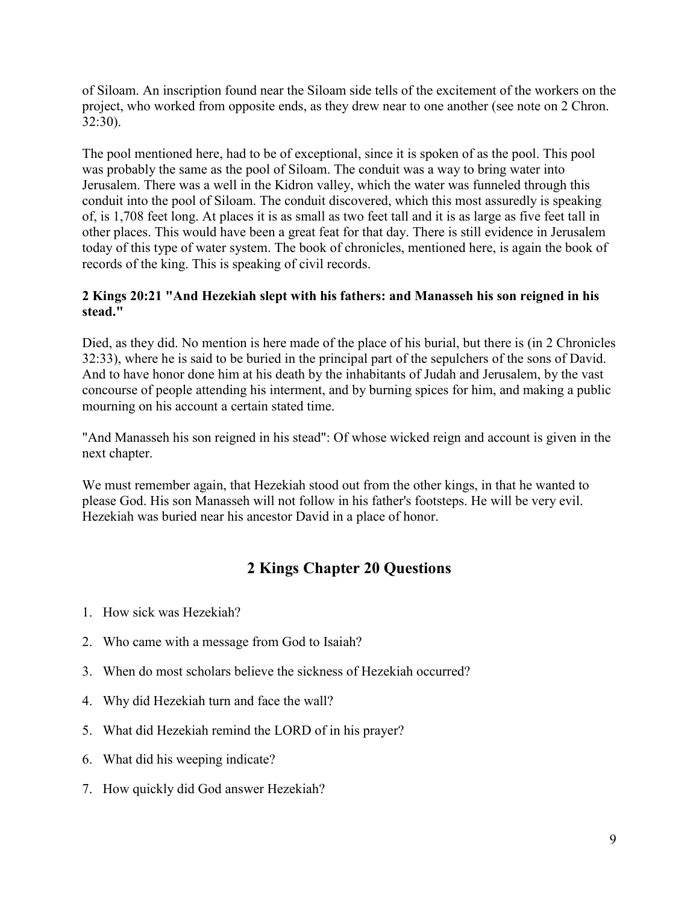of Siloam. An inscription found near the Siloam side tells of the excitement of the workers on the project, who worked from opposite ends, as they drew near to one another (see note on 2 Chron. 32:30).

The pool mentioned here, had to be of exceptional, since it is spoken of as the pool. This pool was probably the same as the pool of Siloam. The conduit was a way to bring water into Jerusalem. There was a well in the Kidron valley, which the water was funneled through this conduit into the pool of Siloam. The conduit discovered, which this most assuredly is speaking of, is 1,708 feet long. At places it is as small as two feet tall and it is as large as five feet tall in other places. This would have been a great feat for that day. There is still evidence in Jerusalem today of this type of water system. The book of chronicles, mentioned here, is again the book of records of the king. This is speaking of civil records.

**2 Kings 20:21 "And Hezekiah slept with his fathers: and Manasseh his son reigned in his stead."**

Died, as they did. No mention is here made of the place of his burial, but there is (in 2 Chronicles 32:33), where he is said to be buried in the principal part of the sepulchers of the sons of David. And to have honor done him at his death by the inhabitants of Judah and Jerusalem, by the vast concourse of people attending his interment, and by burning spices for him, and making a public mourning on his account a certain stated time.

"And Manasseh his son reigned in his stead": Of whose wicked reign and account is given in the next chapter.

We must remember again, that Hezekiah stood out from the other kings, in that he wanted to please God. His son Manasseh will not follow in his father's footsteps. He will be very evil. Hezekiah was buried near his ancestor David in a place of honor.

## 2 Kings Chapter 20 Questions

1. How sick was Hezekiah?
2. Who came with a message from God to Isaiah?
3. When do most scholars believe the sickness of Hezekiah occurred?
4. Why did Hezekiah turn and face the wall?
5. What did Hezekiah remind the LORD of in his prayer?
6. What did his weeping indicate?
7. How quickly did God answer Hezekiah?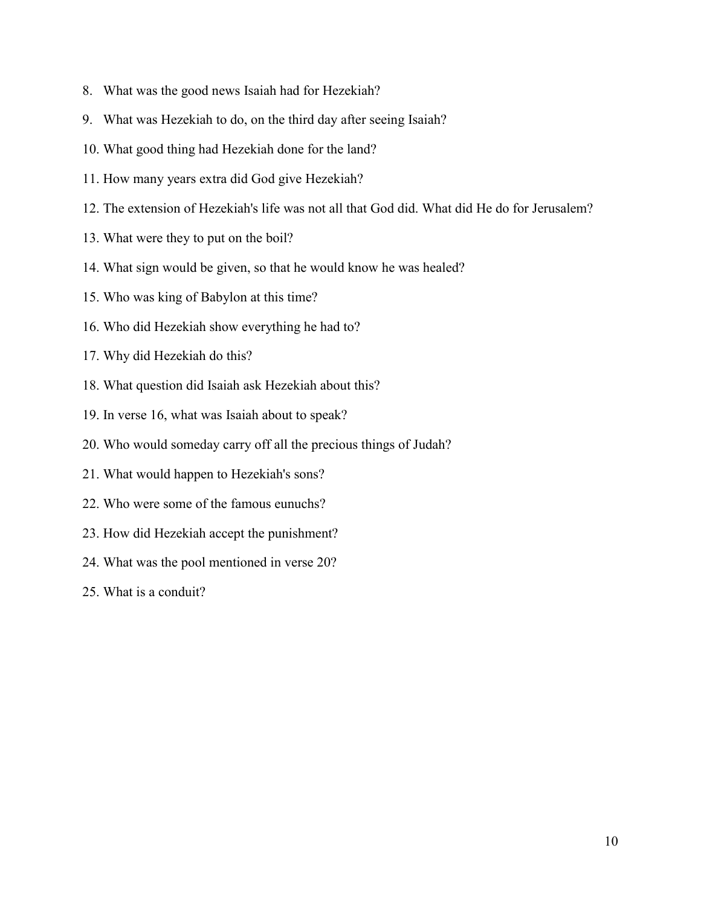8. What was the good news Isaiah had for Hezekiah?
9. What was Hezekiah to do, on the third day after seeing Isaiah?
10. What good thing had Hezekiah done for the land?
11. How many years extra did God give Hezekiah?
12. The extension of Hezekiah's life was not all that God did. What did He do for Jerusalem?
13. What were they to put on the boil?
14. What sign would be given, so that he would know he was healed?
15. Who was king of Babylon at this time?
16. Who did Hezekiah show everything he had to?
17. Why did Hezekiah do this?
18. What question did Isaiah ask Hezekiah about this?
19. In verse 16, what was Isaiah about to speak?
20. Who would someday carry off all the precious things of Judah?
21. What would happen to Hezekiah's sons?
22. Who were some of the famous eunuchs?
23. How did Hezekiah accept the punishment?
24. What was the pool mentioned in verse 20?
25. What is a conduit?